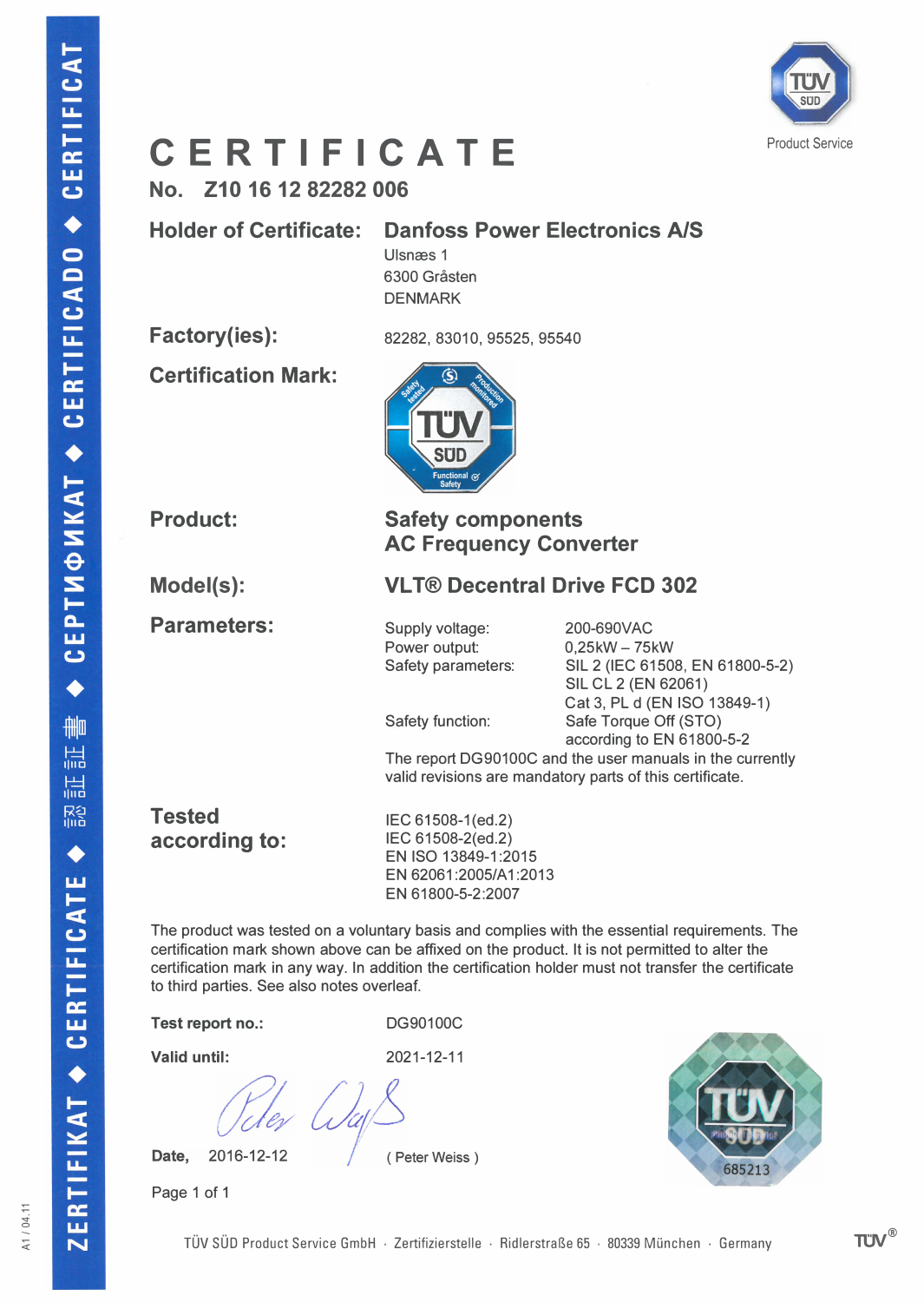# CERTIFICATE

**No. Z10 16 12 82282 006**

**Holder of Certificate:** **Danfoss Power Electronics A/S**
Ulsnæs 1
6300 Gråsten
DENMARK

**Factory(ies):** 82282, 83010, 95525, 95540

**Certification Mark:**

**Product:** **Safety components**
**AC Frequency Converter**

**Model(s):** **VLT® Decentral Drive FCD 302**

**Parameters:**

| | |
|---|---|
| Supply voltage: | 200-690VAC |
| Power output: | 0,25kW – 75kW |
| Safety parameters: | SIL 2 (IEC 61508, EN 61800-5-2) |
| | SIL CL 2 (EN 62061) |
| | Cat 3, PL d (EN ISO 13849-1) |
| Safety function: | Safe Torque Off (STO) according to EN 61800-5-2 |

The report DG90100C and the user manuals in the currently valid revisions are mandatory parts of this certificate.

**Tested according to:**

IEC 61508-1(ed.2)
IEC 61508-2(ed.2)
EN ISO 13849-1:2015
EN 62061:2005/A1:2013
EN 61800-5-2:2007

The product was tested on a voluntary basis and complies with the essential requirements. The certification mark shown above can be affixed on the product. It is not permitted to alter the certification mark in any way. In addition the certification holder must not transfer the certificate to third parties. See also notes overleaf.

**Test report no.:** DG90100C

**Valid until:** 2021-12-11

**Date,** 2016-12-12 ( Peter Weiss )

685213

Page 1 of 1

TÜV SÜD Product Service GmbH · Zertifizierstelle · Ridlerstraße 65 · 80339 München · Germany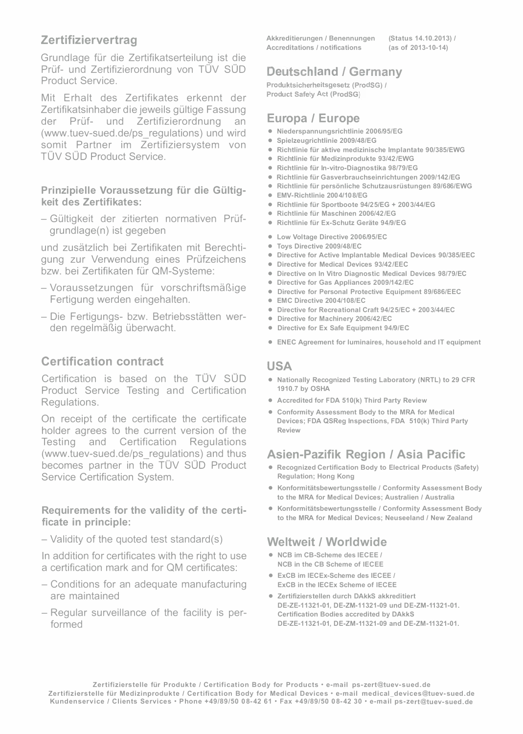## Zertifiziervertrag

Grundlage für die Zertifikatserteilung ist die Prüf- und Zertifizierordnung von TÜV SÜD Product Service.

Mit Erhalt des Zertifikates erkennt der Zertifikatsinhaber die jeweils gültige Fassung der Prüf- und Zertifizierordnung an (www.tuev-sued.de/ps_regulations) und wird somit Partner im Zertifiziersystem von TÜV SÜD Product Service.

**Prinzipielle Voraussetzung für die Gültigkeit des Zertifikates:**

– Gültigkeit der zitierten normativen Prüfgrundlage(n) ist gegeben

und zusätzlich bei Zertifikaten mit Berechtigung zur Verwendung eines Prüfzeichens bzw. bei Zertifikaten für QM-Systeme:

– Voraussetzungen für vorschriftsmäßige Fertigung werden eingehalten.

– Die Fertigungs- bzw. Betriebsstätten werden regelmäßig überwacht.

## Certification contract

Certification is based on the TÜV SÜD Product Service Testing and Certification Regulations.

On receipt of the certificate the certificate holder agrees to the current version of the Testing and Certification Regulations (www.tuev-sued.de/ps_regulations) and thus becomes partner in the TÜV SÜD Product Service Certification System.

**Requirements for the validity of the certificate in principle:**

– Validity of the quoted test standard(s)

In addition for certificates with the right to use a certification mark and for QM certificates:

– Conditions for an adequate manufacturing are maintained

– Regular surveillance of the facility is performed

Akkreditierungen / Benennungen (Status 14.10.2013) /
Accreditations / notifications (as of 2013-10-14)

## Deutschland / Germany

Produktsicherheitsgesetz (ProdSG) /
Product Safety Act (ProdSG)

## Europa / Europe

- Niederspannungsrichtlinie 2006/95/EG
- Spielzeugrichtlinie 2009/48/EG
- Richtlinie für aktive medizinische Implantate 90/385/EWG
- Richtlinie für Medizinprodukte 93/42/EWG
- Richtlinie für In-vitro-Diagnostika 98/79/EG
- Richtlinie für Gasverbrauchseinrichtungen 2009/142/EG
- Richtlinie für persönliche Schutzausrüstungen 89/686/EWG
- EMV-Richtlinie 2004/108/EG
- Richtlinie für Sportboote 94/25/EG + 2003/44/EG
- Richtlinie für Maschinen 2006/42/EG
- Richtlinie für Ex-Schutz Geräte 94/9/EG

- Low Voltage Directive 2006/95/EC
- Toys Directive 2009/48/EC
- Directive for Active Implantable Medical Devices 90/385/EEC
- Directive for Medical Devices 93/42/EEC
- Directive on In Vitro Diagnostic Medical Devices 98/79/EC
- Directive for Gas Appliances 2009/142/EC
- Directive for Personal Protective Equipment 89/686/EEC
- EMC Directive 2004/108/EC
- Directive for Recreational Craft 94/25/EC + 2003/44/EC
- Directive for Machinery 2006/42/EC
- Directive for Ex Safe Equipment 94/9/EC

- ENEC Agreement for luminaires, household and IT equipment

## USA

- Nationally Recognized Testing Laboratory (NRTL) to 29 CFR 1910.7 by OSHA
- Accredited for FDA 510(k) Third Party Review
- Conformity Assessment Body to the MRA for Medical Devices; FDA QSReg Inspections, FDA 510(k) Third Party Review

## Asien-Pazifik Region / Asia Pacific

- Recognized Certification Body to Electrical Products (Safety) Regulation; Hong Kong
- Konformitätsbewertungsstelle / Conformity Assessment Body to the MRA for Medical Devices; Australien / Australia
- Konformitätsbewertungsstelle / Conformity Assessment Body to the MRA for Medical Devices; Neuseeland / New Zealand

## Weltweit / Worldwide

- NCB im CB-Scheme des IECEE / NCB in the CB Scheme of IECEE
- ExCB im IECEx-Scheme des IECEE / ExCB in the IECEx Scheme of IECEE
- Zertifizierstellen durch DAkkS akkreditiert DE-ZE-11321-01, DE-ZM-11321-09 und DE-ZM-11321-01. Certification Bodies accredited by DAkkS DE-ZE-11321-01, DE-ZM-11321-09 and DE-ZM-11321-01.

Zertifizierstelle für Produkte / Certification Body for Products • e-mail ps-zert@tuev-sued.de
Zertifizierstelle für Medizinprodukte / Certification Body for Medical Devices • e-mail medical_devices@tuev-sued.de
Kundenservice / Clients Services • Phone +49/89/50 08-42 61 • Fax +49/89/50 08-42 30 • e-mail ps-zert@tuev-sued.de